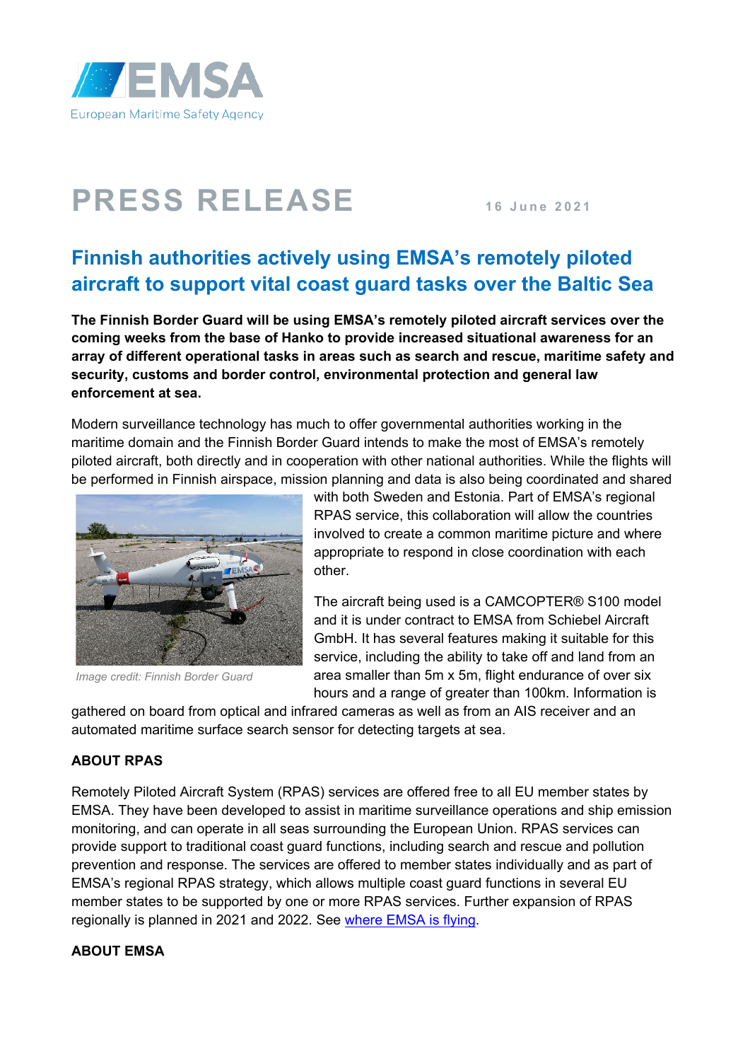EMSA

European Maritime Safety Agency

# PRESS RELEASE

16 June 2021

## Finnish authorities actively using EMSA's remotely piloted aircraft to support vital coast guard tasks over the Baltic Sea

**The Finnish Border Guard will be using EMSA's remotely piloted aircraft services over the coming weeks from the base of Hanko to provide increased situational awareness for an array of different operational tasks in areas such as search and rescue, maritime safety and security, customs and border control, environmental protection and general law enforcement at sea.**

Modern surveillance technology has much to offer governmental authorities working in the maritime domain and the Finnish Border Guard intends to make the most of EMSA's remotely piloted aircraft, both directly and in cooperation with other national authorities. While the flights will be performed in Finnish airspace, mission planning and data is also being coordinated and shared with both Sweden and Estonia. Part of EMSA's regional RPAS service, this collaboration will allow the countries involved to create a common maritime picture and where appropriate to respond in close coordination with each other.

*Image credit: Finnish Border Guard*

The aircraft being used is a CAMCOPTER® S100 model and it is under contract to EMSA from Schiebel Aircraft GmbH. It has several features making it suitable for this service, including the ability to take off and land from an area smaller than 5m x 5m, flight endurance of over six hours and a range of greater than 100km. Information is gathered on board from optical and infrared cameras as well as from an AIS receiver and an automated maritime surface search sensor for detecting targets at sea.

### ABOUT RPAS

Remotely Piloted Aircraft System (RPAS) services are offered free to all EU member states by EMSA. They have been developed to assist in maritime surveillance operations and ship emission monitoring, and can operate in all seas surrounding the European Union. RPAS services can provide support to traditional coast guard functions, including search and rescue and pollution prevention and response. The services are offered to member states individually and as part of EMSA's regional RPAS strategy, which allows multiple coast guard functions in several EU member states to be supported by one or more RPAS services. Further expansion of RPAS regionally is planned in 2021 and 2022. See where EMSA is flying.

### ABOUT EMSA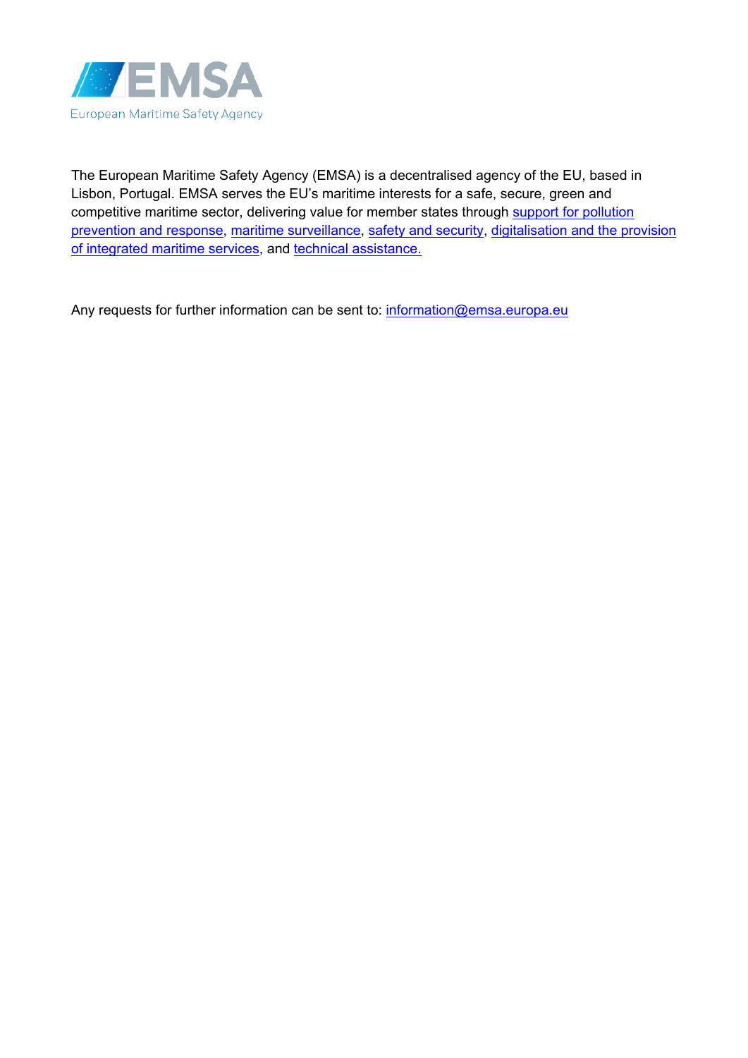EMSA

European Maritime Safety Agency

The European Maritime Safety Agency (EMSA) is a decentralised agency of the EU, based in Lisbon, Portugal. EMSA serves the EU's maritime interests for a safe, secure, green and competitive maritime sector, delivering value for member states through support for pollution prevention and response, maritime surveillance, safety and security, digitalisation and the provision of integrated maritime services, and technical assistance.

Any requests for further information can be sent to: information@emsa.europa.eu